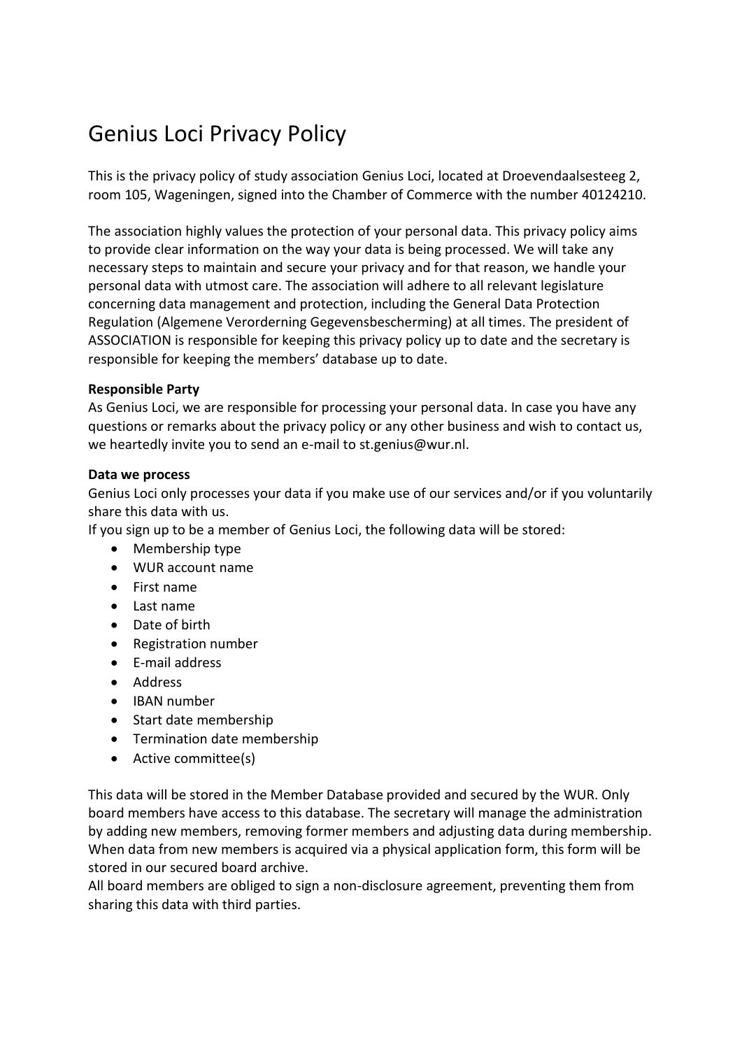# Genius Loci Privacy Policy

This is the privacy policy of study association Genius Loci, located at Droevendaalsesteeg 2, room 105, Wageningen, signed into the Chamber of Commerce with the number 40124210.

The association highly values the protection of your personal data. This privacy policy aims to provide clear information on the way your data is being processed. We will take any necessary steps to maintain and secure your privacy and for that reason, we handle your personal data with utmost care. The association will adhere to all relevant legislature concerning data management and protection, including the General Data Protection Regulation (Algemene Verordering Gegevensbescherming) at all times. The president of ASSOCIATION is responsible for keeping this privacy policy up to date and the secretary is responsible for keeping the members' database up to date.

**Responsible Party**
As Genius Loci, we are responsible for processing your personal data. In case you have any questions or remarks about the privacy policy or any other business and wish to contact us, we heartedly invite you to send an e-mail to st.genius@wur.nl.

**Data we process**
Genius Loci only processes your data if you make use of our services and/or if you voluntarily share this data with us.
If you sign up to be a member of Genius Loci, the following data will be stored:

- Membership type
- WUR account name
- First name
- Last name
- Date of birth
- Registration number
- E-mail address
- Address
- IBAN number
- Start date membership
- Termination date membership
- Active committee(s)

This data will be stored in the Member Database provided and secured by the WUR. Only board members have access to this database. The secretary will manage the administration by adding new members, removing former members and adjusting data during membership. When data from new members is acquired via a physical application form, this form will be stored in our secured board archive.
All board members are obliged to sign a non-disclosure agreement, preventing them from sharing this data with third parties.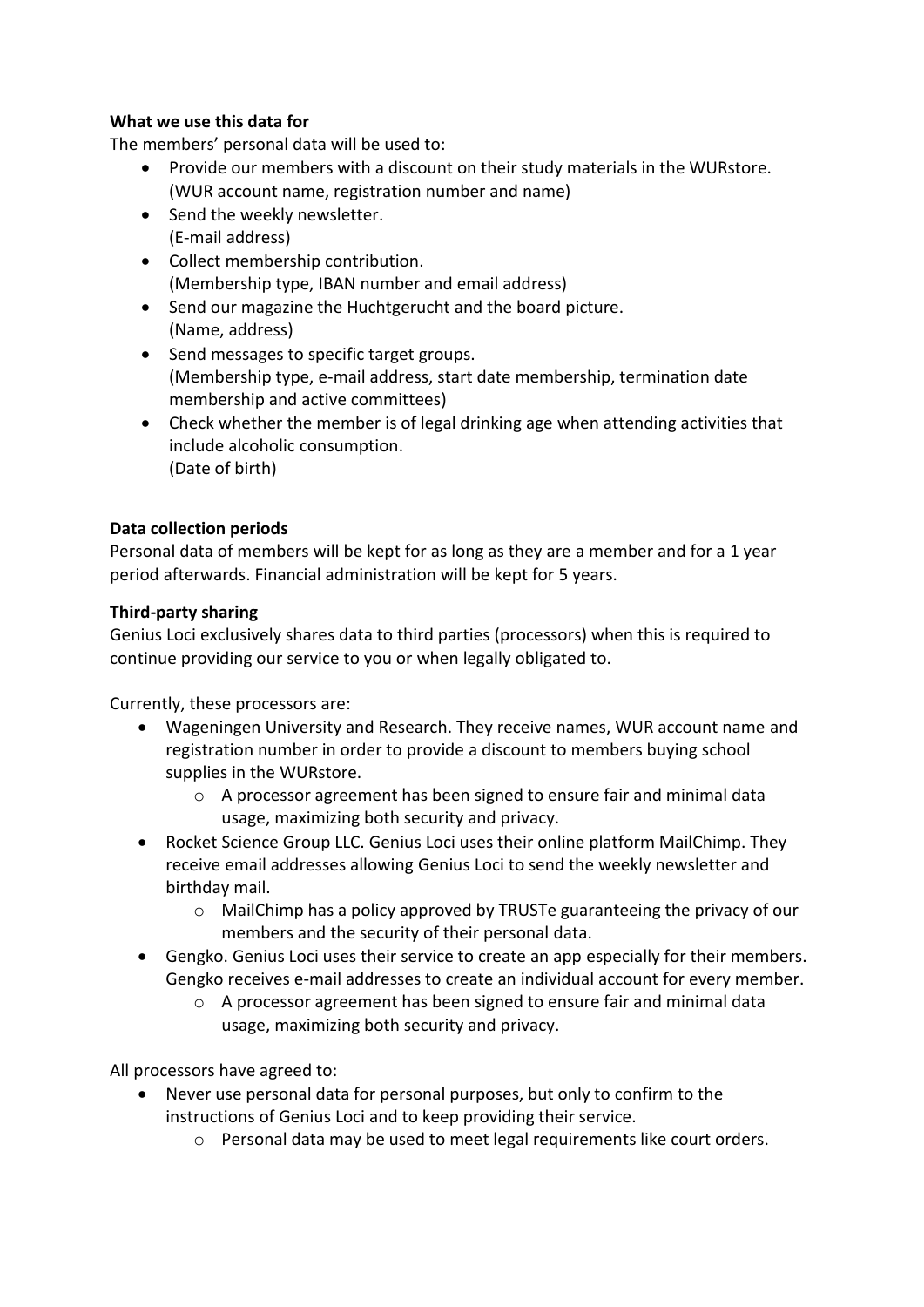**What we use this data for**

The members' personal data will be used to:

- Provide our members with a discount on their study materials in the WURstore. (WUR account name, registration number and name)
- Send the weekly newsletter. (E-mail address)
- Collect membership contribution. (Membership type, IBAN number and email address)
- Send our magazine the Huchtgerucht and the board picture. (Name, address)
- Send messages to specific target groups. (Membership type, e-mail address, start date membership, termination date membership and active committees)
- Check whether the member is of legal drinking age when attending activities that include alcoholic consumption. (Date of birth)

**Data collection periods**

Personal data of members will be kept for as long as they are a member and for a 1 year period afterwards. Financial administration will be kept for 5 years.

**Third-party sharing**

Genius Loci exclusively shares data to third parties (processors) when this is required to continue providing our service to you or when legally obligated to.

Currently, these processors are:

- Wageningen University and Research. They receive names, WUR account name and registration number in order to provide a discount to members buying school supplies in the WURstore.
    - A processor agreement has been signed to ensure fair and minimal data usage, maximizing both security and privacy.
- Rocket Science Group LLC. Genius Loci uses their online platform MailChimp. They receive email addresses allowing Genius Loci to send the weekly newsletter and birthday mail.
    - MailChimp has a policy approved by TRUSTe guaranteeing the privacy of our members and the security of their personal data.
- Gengko. Genius Loci uses their service to create an app especially for their members. Gengko receives e-mail addresses to create an individual account for every member.
    - A processor agreement has been signed to ensure fair and minimal data usage, maximizing both security and privacy.

All processors have agreed to:

- Never use personal data for personal purposes, but only to confirm to the instructions of Genius Loci and to keep providing their service.
    - Personal data may be used to meet legal requirements like court orders.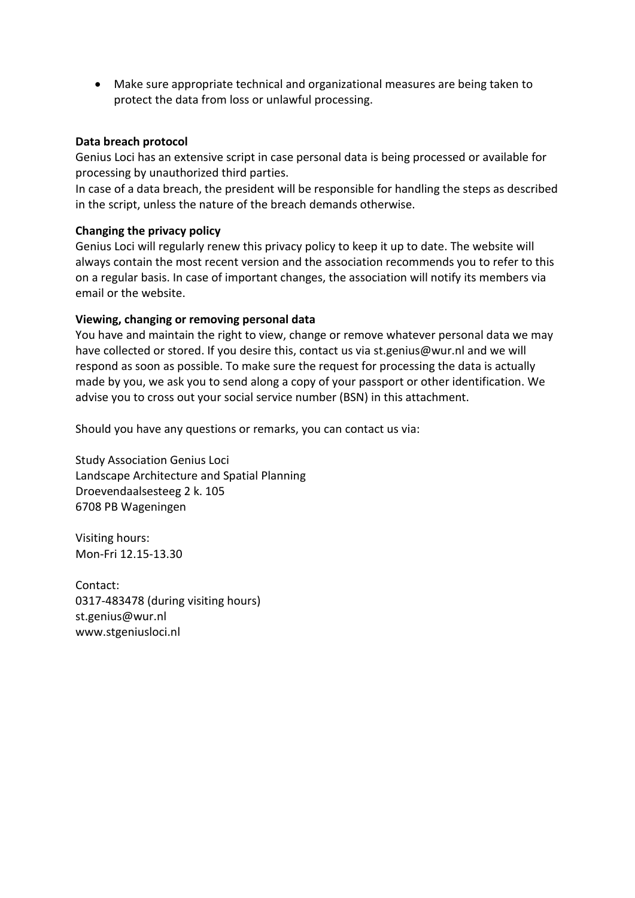- Make sure appropriate technical and organizational measures are being taken to protect the data from loss or unlawful processing.

**Data breach protocol**
Genius Loci has an extensive script in case personal data is being processed or available for processing by unauthorized third parties.
In case of a data breach, the president will be responsible for handling the steps as described in the script, unless the nature of the breach demands otherwise.

**Changing the privacy policy**
Genius Loci will regularly renew this privacy policy to keep it up to date. The website will always contain the most recent version and the association recommends you to refer to this on a regular basis. In case of important changes, the association will notify its members via email or the website.

**Viewing, changing or removing personal data**
You have and maintain the right to view, change or remove whatever personal data we may have collected or stored. If you desire this, contact us via st.genius@wur.nl and we will respond as soon as possible. To make sure the request for processing the data is actually made by you, we ask you to send along a copy of your passport or other identification. We advise you to cross out your social service number (BSN) in this attachment.

Should you have any questions or remarks, you can contact us via:

Study Association Genius Loci
Landscape Architecture and Spatial Planning
Droevendaalsesteeg 2 k. 105
6708 PB Wageningen

Visiting hours:
Mon-Fri 12.15-13.30

Contact:
0317-483478 (during visiting hours)
st.genius@wur.nl
www.stgeniusloci.nl